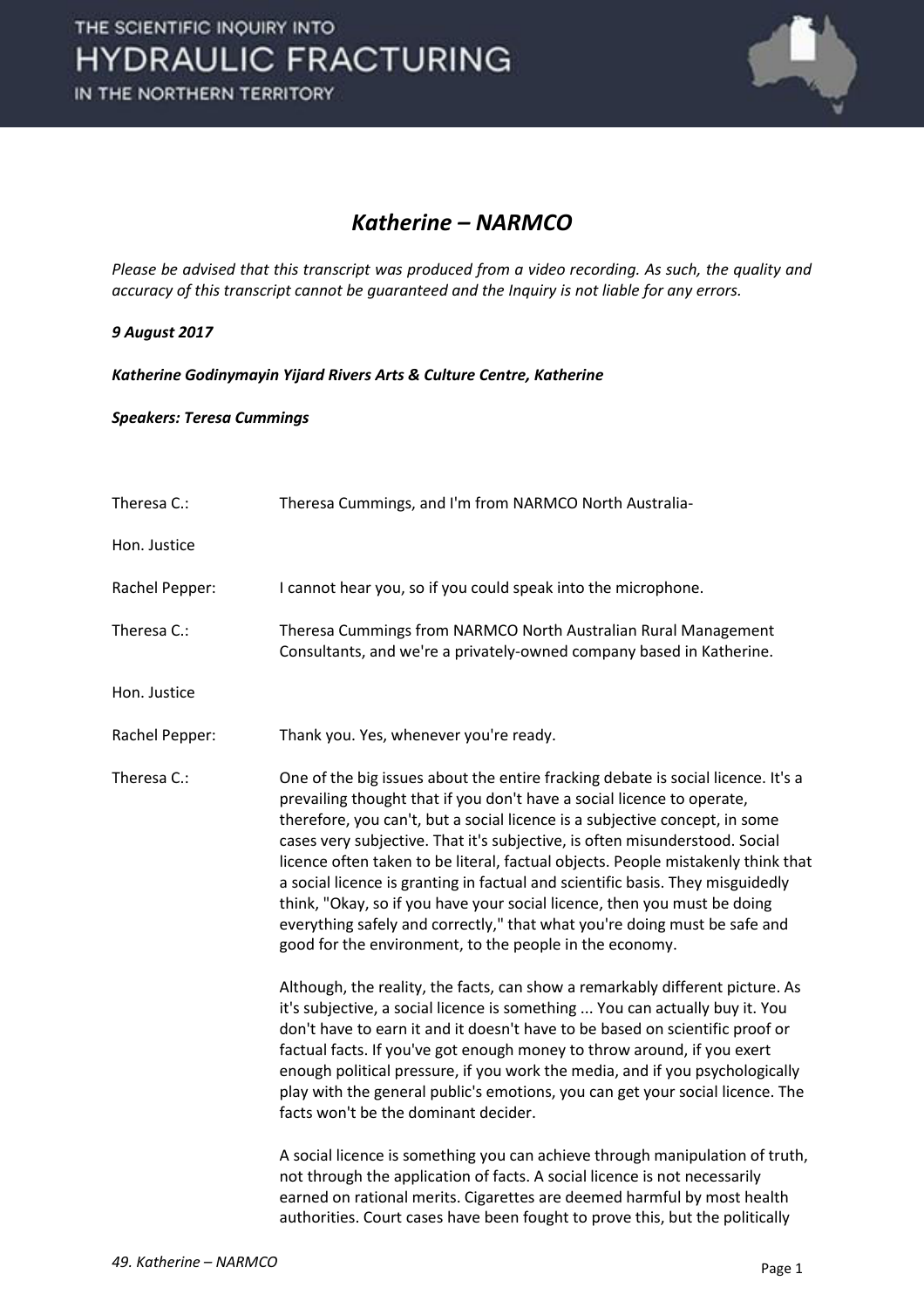# *Katherine – NARMCO*

*Please be advised that this transcript was produced from a video recording. As such, the quality and accuracy of this transcript cannot be guaranteed and the Inquiry is not liable for any errors.*

***9 August 2017***

***Katherine Godinymayin Yijard Rivers Arts & Culture Centre, Katherine***

***Speakers: Teresa Cummings***

| | |
|---|---|
| Theresa C.: | Theresa Cummings, and I'm from NARMCO North Australia- |
| Hon. Justice Rachel Pepper: | I cannot hear you, so if you could speak into the microphone. |
| Theresa C.: | Theresa Cummings from NARMCO North Australian Rural Management Consultants, and we're a privately-owned company based in Katherine. |
| Hon. Justice Rachel Pepper: | Thank you. Yes, whenever you're ready. |
| Theresa C.: | One of the big issues about the entire fracking debate is social licence. It's a prevailing thought that if you don't have a social licence to operate, therefore, you can't, but a social licence is a subjective concept, in some cases very subjective. That it's subjective, is often misunderstood. Social licence often taken to be literal, factual objects. People mistakenly think that a social licence is granting in factual and scientific basis. They misguidedly think, "Okay, so if you have your social licence, then you must be doing everything safely and correctly," that what you're doing must be safe and good for the environment, to the people in the economy. |

Although, the reality, the facts, can show a remarkably different picture. As it's subjective, a social licence is something ... You can actually buy it. You don't have to earn it and it doesn't have to be based on scientific proof or factual facts. If you've got enough money to throw around, if you exert enough political pressure, if you work the media, and if you psychologically play with the general public's emotions, you can get your social licence. The facts won't be the dominant decider.

A social licence is something you can achieve through manipulation of truth, not through the application of facts. A social licence is not necessarily earned on rational merits. Cigarettes are deemed harmful by most health authorities. Court cases have been fought to prove this, but the politically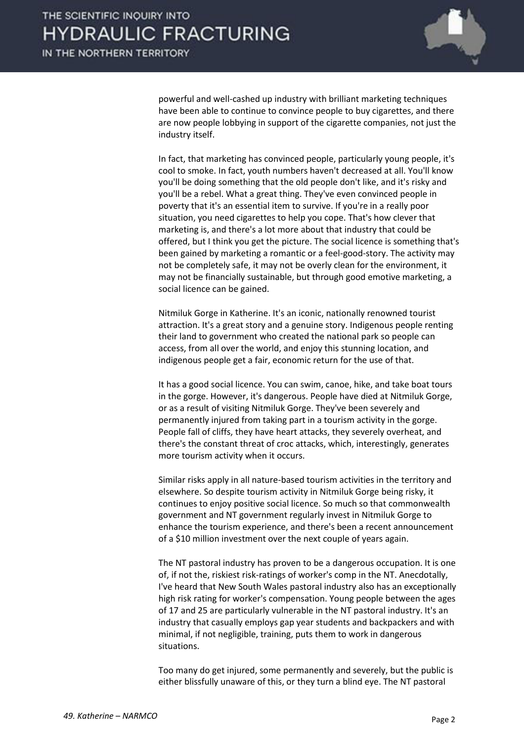powerful and well-cashed up industry with brilliant marketing techniques have been able to continue to convince people to buy cigarettes, and there are now people lobbying in support of the cigarette companies, not just the industry itself.

In fact, that marketing has convinced people, particularly young people, it's cool to smoke. In fact, youth numbers haven't decreased at all. You'll know you'll be doing something that the old people don't like, and it's risky and you'll be a rebel. What a great thing. They've even convinced people in poverty that it's an essential item to survive. If you're in a really poor situation, you need cigarettes to help you cope. That's how clever that marketing is, and there's a lot more about that industry that could be offered, but I think you get the picture. The social licence is something that's been gained by marketing a romantic or a feel-good-story. The activity may not be completely safe, it may not be overly clean for the environment, it may not be financially sustainable, but through good emotive marketing, a social licence can be gained.

Nitmiluk Gorge in Katherine. It's an iconic, nationally renowned tourist attraction. It's a great story and a genuine story. Indigenous people renting their land to government who created the national park so people can access, from all over the world, and enjoy this stunning location, and indigenous people get a fair, economic return for the use of that.

It has a good social licence. You can swim, canoe, hike, and take boat tours in the gorge. However, it's dangerous. People have died at Nitmiluk Gorge, or as a result of visiting Nitmiluk Gorge. They've been severely and permanently injured from taking part in a tourism activity in the gorge. People fall of cliffs, they have heart attacks, they severely overheat, and there's the constant threat of croc attacks, which, interestingly, generates more tourism activity when it occurs.

Similar risks apply in all nature-based tourism activities in the territory and elsewhere. So despite tourism activity in Nitmiluk Gorge being risky, it continues to enjoy positive social licence. So much so that commonwealth government and NT government regularly invest in Nitmiluk Gorge to enhance the tourism experience, and there's been a recent announcement of a $10 million investment over the next couple of years again.

The NT pastoral industry has proven to be a dangerous occupation. It is one of, if not the, riskiest risk-ratings of worker's comp in the NT. Anecdotally, I've heard that New South Wales pastoral industry also has an exceptionally high risk rating for worker's compensation. Young people between the ages of 17 and 25 are particularly vulnerable in the NT pastoral industry. It's an industry that casually employs gap year students and backpackers and with minimal, if not negligible, training, puts them to work in dangerous situations.

Too many do get injured, some permanently and severely, but the public is either blissfully unaware of this, or they turn a blind eye. The NT pastoral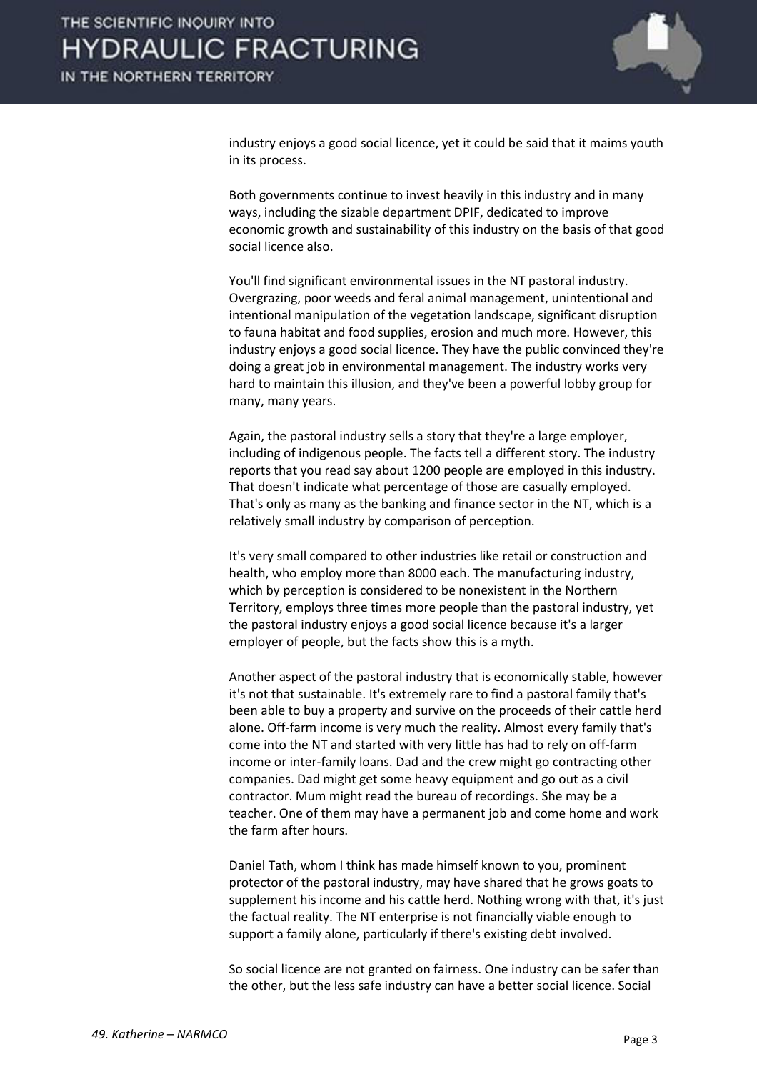industry enjoys a good social licence, yet it could be said that it maims youth in its process.

Both governments continue to invest heavily in this industry and in many ways, including the sizable department DPIF, dedicated to improve economic growth and sustainability of this industry on the basis of that good social licence also.

You'll find significant environmental issues in the NT pastoral industry. Overgrazing, poor weeds and feral animal management, unintentional and intentional manipulation of the vegetation landscape, significant disruption to fauna habitat and food supplies, erosion and much more. However, this industry enjoys a good social licence. They have the public convinced they're doing a great job in environmental management. The industry works very hard to maintain this illusion, and they've been a powerful lobby group for many, many years.

Again, the pastoral industry sells a story that they're a large employer, including of indigenous people. The facts tell a different story. The industry reports that you read say about 1200 people are employed in this industry. That doesn't indicate what percentage of those are casually employed. That's only as many as the banking and finance sector in the NT, which is a relatively small industry by comparison of perception.

It's very small compared to other industries like retail or construction and health, who employ more than 8000 each. The manufacturing industry, which by perception is considered to be nonexistent in the Northern Territory, employs three times more people than the pastoral industry, yet the pastoral industry enjoys a good social licence because it's a larger employer of people, but the facts show this is a myth.

Another aspect of the pastoral industry that is economically stable, however it's not that sustainable. It's extremely rare to find a pastoral family that's been able to buy a property and survive on the proceeds of their cattle herd alone. Off-farm income is very much the reality. Almost every family that's come into the NT and started with very little has had to rely on off-farm income or inter-family loans. Dad and the crew might go contracting other companies. Dad might get some heavy equipment and go out as a civil contractor. Mum might read the bureau of recordings. She may be a teacher. One of them may have a permanent job and come home and work the farm after hours.

Daniel Tath, whom I think has made himself known to you, prominent protector of the pastoral industry, may have shared that he grows goats to supplement his income and his cattle herd. Nothing wrong with that, it's just the factual reality. The NT enterprise is not financially viable enough to support a family alone, particularly if there's existing debt involved.

So social licence are not granted on fairness. One industry can be safer than the other, but the less safe industry can have a better social licence. Social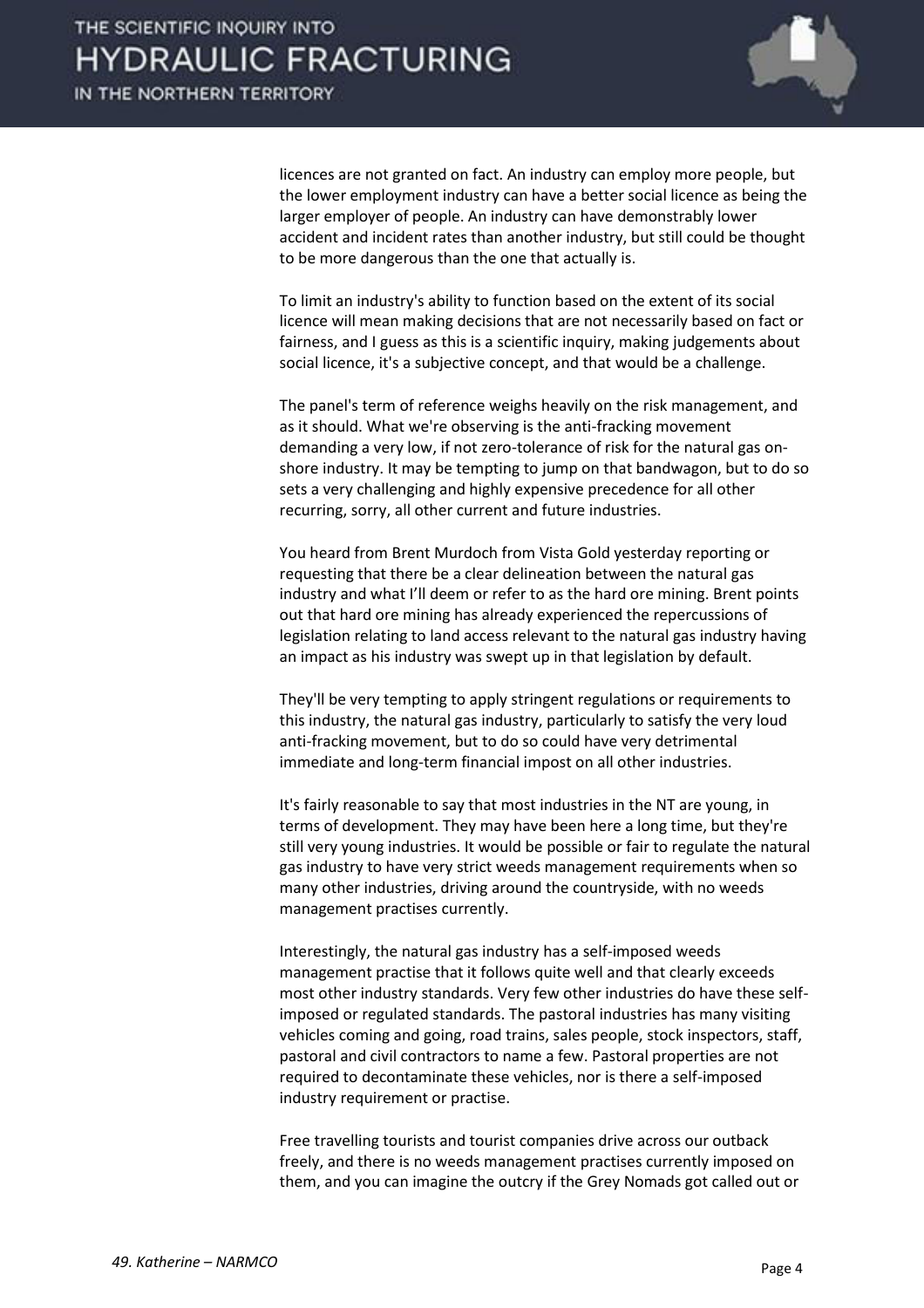licences are not granted on fact. An industry can employ more people, but the lower employment industry can have a better social licence as being the larger employer of people. An industry can have demonstrably lower accident and incident rates than another industry, but still could be thought to be more dangerous than the one that actually is.

To limit an industry's ability to function based on the extent of its social licence will mean making decisions that are not necessarily based on fact or fairness, and I guess as this is a scientific inquiry, making judgements about social licence, it's a subjective concept, and that would be a challenge.

The panel's term of reference weighs heavily on the risk management, and as it should. What we're observing is the anti-fracking movement demanding a very low, if not zero-tolerance of risk for the natural gas on-shore industry. It may be tempting to jump on that bandwagon, but to do so sets a very challenging and highly expensive precedence for all other recurring, sorry, all other current and future industries.

You heard from Brent Murdoch from Vista Gold yesterday reporting or requesting that there be a clear delineation between the natural gas industry and what I'll deem or refer to as the hard ore mining. Brent points out that hard ore mining has already experienced the repercussions of legislation relating to land access relevant to the natural gas industry having an impact as his industry was swept up in that legislation by default.

They'll be very tempting to apply stringent regulations or requirements to this industry, the natural gas industry, particularly to satisfy the very loud anti-fracking movement, but to do so could have very detrimental immediate and long-term financial impost on all other industries.

It's fairly reasonable to say that most industries in the NT are young, in terms of development. They may have been here a long time, but they're still very young industries. It would be possible or fair to regulate the natural gas industry to have very strict weeds management requirements when so many other industries, driving around the countryside, with no weeds management practises currently.

Interestingly, the natural gas industry has a self-imposed weeds management practise that it follows quite well and that clearly exceeds most other industry standards. Very few other industries do have these self-imposed or regulated standards. The pastoral industries has many visiting vehicles coming and going, road trains, sales people, stock inspectors, staff, pastoral and civil contractors to name a few. Pastoral properties are not required to decontaminate these vehicles, nor is there a self-imposed industry requirement or practise.

Free travelling tourists and tourist companies drive across our outback freely, and there is no weeds management practises currently imposed on them, and you can imagine the outcry if the Grey Nomads got called out or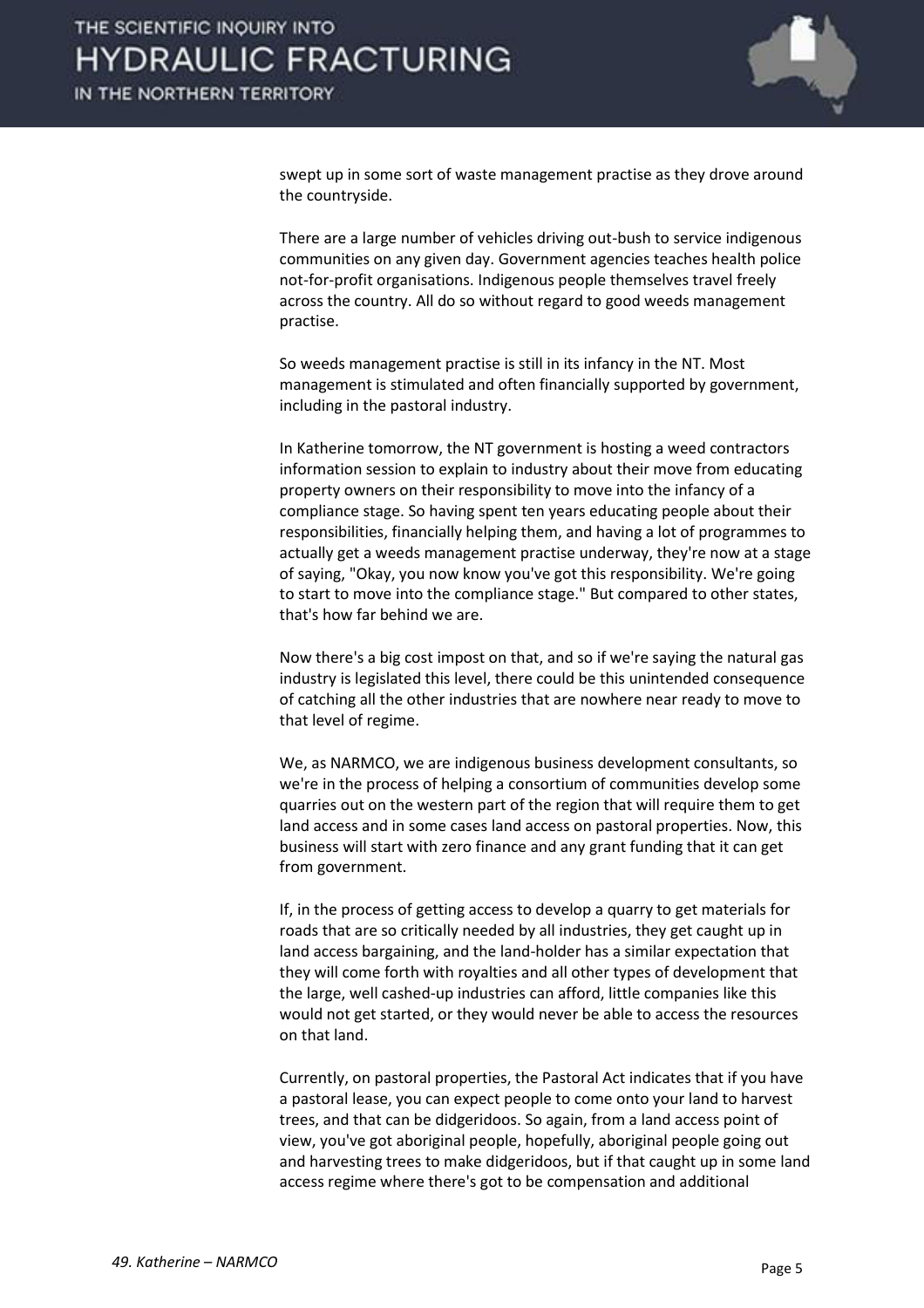swept up in some sort of waste management practise as they drove around the countryside.

There are a large number of vehicles driving out-bush to service indigenous communities on any given day. Government agencies teaches health police not-for-profit organisations. Indigenous people themselves travel freely across the country. All do so without regard to good weeds management practise.

So weeds management practise is still in its infancy in the NT. Most management is stimulated and often financially supported by government, including in the pastoral industry.

In Katherine tomorrow, the NT government is hosting a weed contractors information session to explain to industry about their move from educating property owners on their responsibility to move into the infancy of a compliance stage. So having spent ten years educating people about their responsibilities, financially helping them, and having a lot of programmes to actually get a weeds management practise underway, they're now at a stage of saying, "Okay, you now know you've got this responsibility. We're going to start to move into the compliance stage." But compared to other states, that's how far behind we are.

Now there's a big cost impost on that, and so if we're saying the natural gas industry is legislated this level, there could be this unintended consequence of catching all the other industries that are nowhere near ready to move to that level of regime.

We, as NARMCO, we are indigenous business development consultants, so we're in the process of helping a consortium of communities develop some quarries out on the western part of the region that will require them to get land access and in some cases land access on pastoral properties. Now, this business will start with zero finance and any grant funding that it can get from government.

If, in the process of getting access to develop a quarry to get materials for roads that are so critically needed by all industries, they get caught up in land access bargaining, and the land-holder has a similar expectation that they will come forth with royalties and all other types of development that the large, well cashed-up industries can afford, little companies like this would not get started, or they would never be able to access the resources on that land.

Currently, on pastoral properties, the Pastoral Act indicates that if you have a pastoral lease, you can expect people to come onto your land to harvest trees, and that can be didgeridoos. So again, from a land access point of view, you've got aboriginal people, hopefully, aboriginal people going out and harvesting trees to make didgeridoos, but if that caught up in some land access regime where there's got to be compensation and additional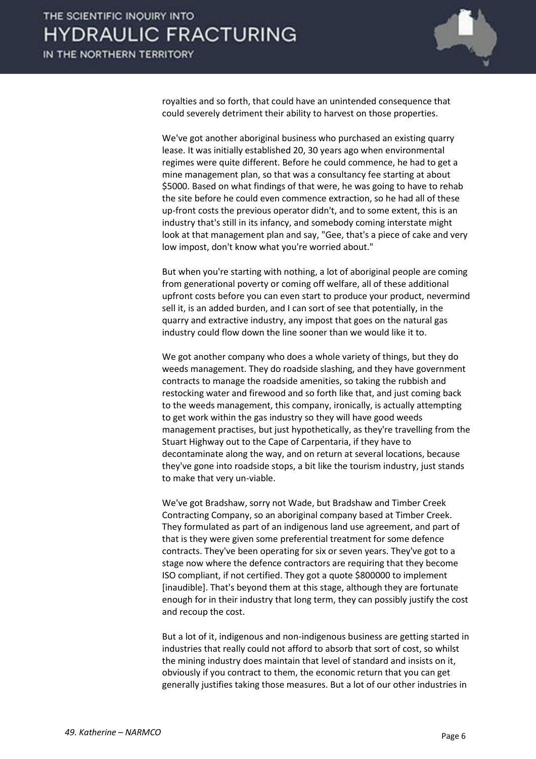royalties and so forth, that could have an unintended consequence that could severely detriment their ability to harvest on those properties.

We've got another aboriginal business who purchased an existing quarry lease. It was initially established 20, 30 years ago when environmental regimes were quite different. Before he could commence, he had to get a mine management plan, so that was a consultancy fee starting at about $5000. Based on what findings of that were, he was going to have to rehab the site before he could even commence extraction, so he had all of these up-front costs the previous operator didn't, and to some extent, this is an industry that's still in its infancy, and somebody coming interstate might look at that management plan and say, "Gee, that's a piece of cake and very low impost, don't know what you're worried about."

But when you're starting with nothing, a lot of aboriginal people are coming from generational poverty or coming off welfare, all of these additional upfront costs before you can even start to produce your product, nevermind sell it, is an added burden, and I can sort of see that potentially, in the quarry and extractive industry, any impost that goes on the natural gas industry could flow down the line sooner than we would like it to.

We got another company who does a whole variety of things, but they do weeds management. They do roadside slashing, and they have government contracts to manage the roadside amenities, so taking the rubbish and restocking water and firewood and so forth like that, and just coming back to the weeds management, this company, ironically, is actually attempting to get work within the gas industry so they will have good weeds management practises, but just hypothetically, as they're travelling from the Stuart Highway out to the Cape of Carpentaria, if they have to decontaminate along the way, and on return at several locations, because they've gone into roadside stops, a bit like the tourism industry, just stands to make that very un-viable.

We've got Bradshaw, sorry not Wade, but Bradshaw and Timber Creek Contracting Company, so an aboriginal company based at Timber Creek. They formulated as part of an indigenous land use agreement, and part of that is they were given some preferential treatment for some defence contracts. They've been operating for six or seven years. They've got to a stage now where the defence contractors are requiring that they become ISO compliant, if not certified. They got a quote $800000 to implement [inaudible]. That's beyond them at this stage, although they are fortunate enough for in their industry that long term, they can possibly justify the cost and recoup the cost.

But a lot of it, indigenous and non-indigenous business are getting started in industries that really could not afford to absorb that sort of cost, so whilst the mining industry does maintain that level of standard and insists on it, obviously if you contract to them, the economic return that you can get generally justifies taking those measures. But a lot of our other industries in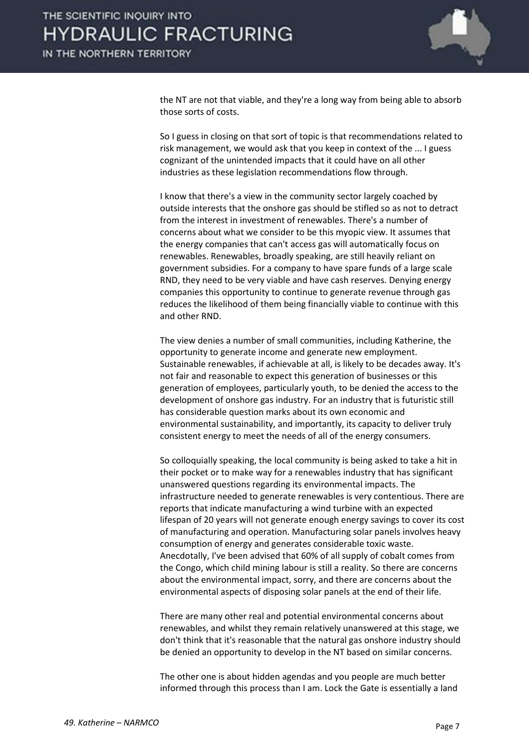the NT are not that viable, and they're a long way from being able to absorb those sorts of costs.

So I guess in closing on that sort of topic is that recommendations related to risk management, we would ask that you keep in context of the ... I guess cognizant of the unintended impacts that it could have on all other industries as these legislation recommendations flow through.

I know that there's a view in the community sector largely coached by outside interests that the onshore gas should be stifled so as not to detract from the interest in investment of renewables. There's a number of concerns about what we consider to be this myopic view. It assumes that the energy companies that can't access gas will automatically focus on renewables. Renewables, broadly speaking, are still heavily reliant on government subsidies. For a company to have spare funds of a large scale RND, they need to be very viable and have cash reserves. Denying energy companies this opportunity to continue to generate revenue through gas reduces the likelihood of them being financially viable to continue with this and other RND.

The view denies a number of small communities, including Katherine, the opportunity to generate income and generate new employment. Sustainable renewables, if achievable at all, is likely to be decades away. It's not fair and reasonable to expect this generation of businesses or this generation of employees, particularly youth, to be denied the access to the development of onshore gas industry. For an industry that is futuristic still has considerable question marks about its own economic and environmental sustainability, and importantly, its capacity to deliver truly consistent energy to meet the needs of all of the energy consumers.

So colloquially speaking, the local community is being asked to take a hit in their pocket or to make way for a renewables industry that has significant unanswered questions regarding its environmental impacts. The infrastructure needed to generate renewables is very contentious. There are reports that indicate manufacturing a wind turbine with an expected lifespan of 20 years will not generate enough energy savings to cover its cost of manufacturing and operation. Manufacturing solar panels involves heavy consumption of energy and generates considerable toxic waste. Anecdotally, I've been advised that 60% of all supply of cobalt comes from the Congo, which child mining labour is still a reality. So there are concerns about the environmental impact, sorry, and there are concerns about the environmental aspects of disposing solar panels at the end of their life.

There are many other real and potential environmental concerns about renewables, and whilst they remain relatively unanswered at this stage, we don't think that it's reasonable that the natural gas onshore industry should be denied an opportunity to develop in the NT based on similar concerns.

The other one is about hidden agendas and you people are much better informed through this process than I am. Lock the Gate is essentially a land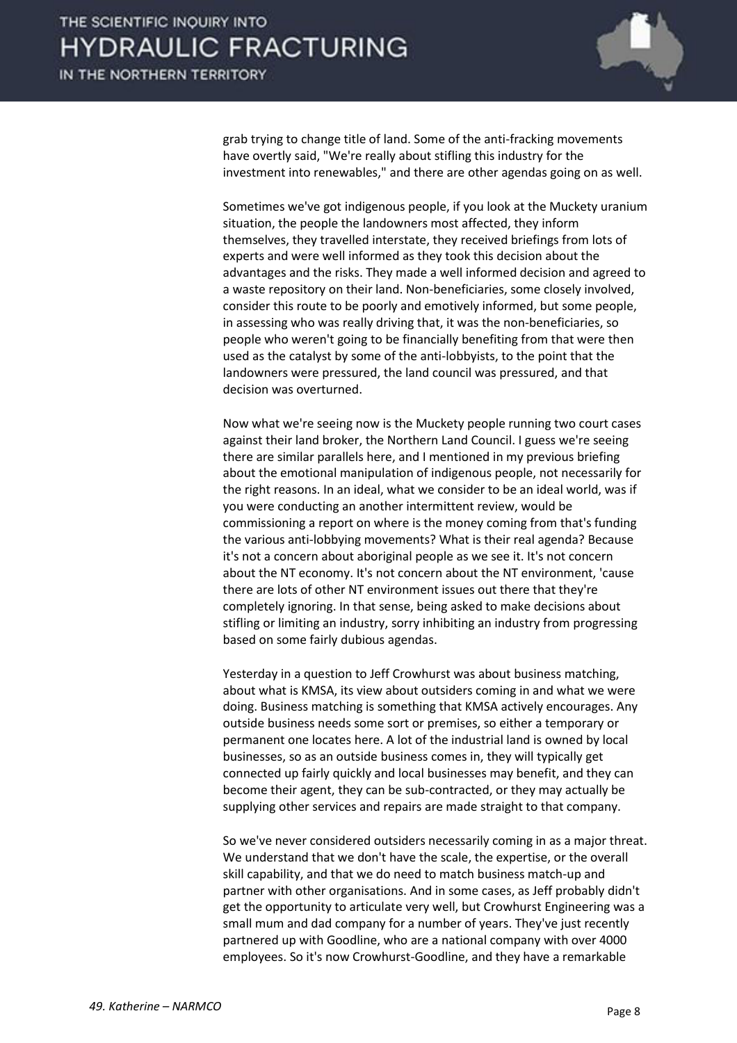grab trying to change title of land. Some of the anti-fracking movements have overtly said, "We're really about stifling this industry for the investment into renewables," and there are other agendas going on as well.

Sometimes we've got indigenous people, if you look at the Muckety uranium situation, the people the landowners most affected, they inform themselves, they travelled interstate, they received briefings from lots of experts and were well informed as they took this decision about the advantages and the risks. They made a well informed decision and agreed to a waste repository on their land. Non-beneficiaries, some closely involved, consider this route to be poorly and emotively informed, but some people, in assessing who was really driving that, it was the non-beneficiaries, so people who weren't going to be financially benefiting from that were then used as the catalyst by some of the anti-lobbyists, to the point that the landowners were pressured, the land council was pressured, and that decision was overturned.

Now what we're seeing now is the Muckety people running two court cases against their land broker, the Northern Land Council. I guess we're seeing there are similar parallels here, and I mentioned in my previous briefing about the emotional manipulation of indigenous people, not necessarily for the right reasons. In an ideal, what we consider to be an ideal world, was if you were conducting an another intermittent review, would be commissioning a report on where is the money coming from that's funding the various anti-lobbying movements? What is their real agenda? Because it's not a concern about aboriginal people as we see it. It's not concern about the NT economy. It's not concern about the NT environment, 'cause there are lots of other NT environment issues out there that they're completely ignoring. In that sense, being asked to make decisions about stifling or limiting an industry, sorry inhibiting an industry from progressing based on some fairly dubious agendas.

Yesterday in a question to Jeff Crowhurst was about business matching, about what is KMSA, its view about outsiders coming in and what we were doing. Business matching is something that KMSA actively encourages. Any outside business needs some sort or premises, so either a temporary or permanent one locates here. A lot of the industrial land is owned by local businesses, so as an outside business comes in, they will typically get connected up fairly quickly and local businesses may benefit, and they can become their agent, they can be sub-contracted, or they may actually be supplying other services and repairs are made straight to that company.

So we've never considered outsiders necessarily coming in as a major threat. We understand that we don't have the scale, the expertise, or the overall skill capability, and that we do need to match business match-up and partner with other organisations. And in some cases, as Jeff probably didn't get the opportunity to articulate very well, but Crowhurst Engineering was a small mum and dad company for a number of years. They've just recently partnered up with Goodline, who are a national company with over 4000 employees. So it's now Crowhurst-Goodline, and they have a remarkable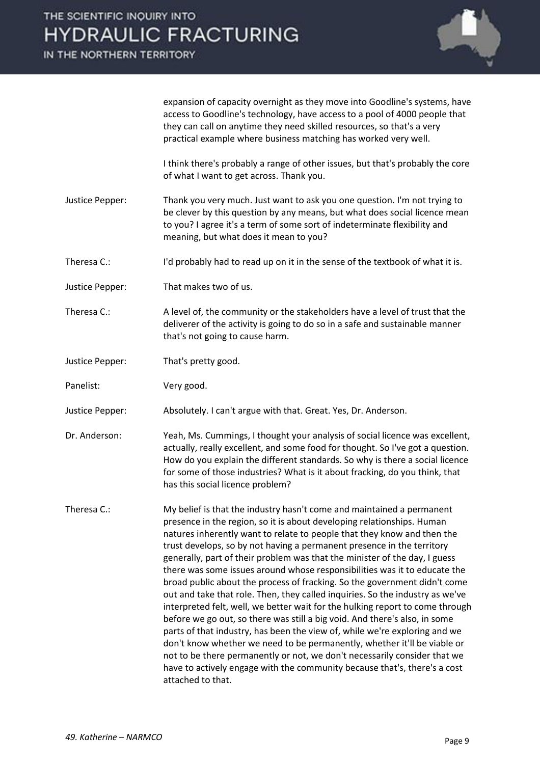expansion of capacity overnight as they move into Goodline's systems, have access to Goodline's technology, have access to a pool of 4000 people that they can call on anytime they need skilled resources, so that's a very practical example where business matching has worked very well.

I think there's probably a range of other issues, but that's probably the core of what I want to get across. Thank you.

Justice Pepper: Thank you very much. Just want to ask you one question. I'm not trying to be clever by this question by any means, but what does social licence mean to you? I agree it's a term of some sort of indeterminate flexibility and meaning, but what does it mean to you?

Theresa C.: I'd probably had to read up on it in the sense of the textbook of what it is.

Justice Pepper: That makes two of us.

Theresa C.: A level of, the community or the stakeholders have a level of trust that the deliverer of the activity is going to do so in a safe and sustainable manner that's not going to cause harm.

Justice Pepper: That's pretty good.

Panelist: Very good.

Justice Pepper: Absolutely. I can't argue with that. Great. Yes, Dr. Anderson.

Dr. Anderson: Yeah, Ms. Cummings, I thought your analysis of social licence was excellent, actually, really excellent, and some food for thought. So I've got a question. How do you explain the different standards. So why is there a social licence for some of those industries? What is it about fracking, do you think, that has this social licence problem?

Theresa C.: My belief is that the industry hasn't come and maintained a permanent presence in the region, so it is about developing relationships. Human natures inherently want to relate to people that they know and then the trust develops, so by not having a permanent presence in the territory generally, part of their problem was that the minister of the day, I guess there was some issues around whose responsibilities was it to educate the broad public about the process of fracking. So the government didn't come out and take that role. Then, they called inquiries. So the industry as we've interpreted felt, well, we better wait for the hulking report to come through before we go out, so there was still a big void. And there's also, in some parts of that industry, has been the view of, while we're exploring and we don't know whether we need to be permanently, whether it'll be viable or not to be there permanently or not, we don't necessarily consider that we have to actively engage with the community because that's, there's a cost attached to that.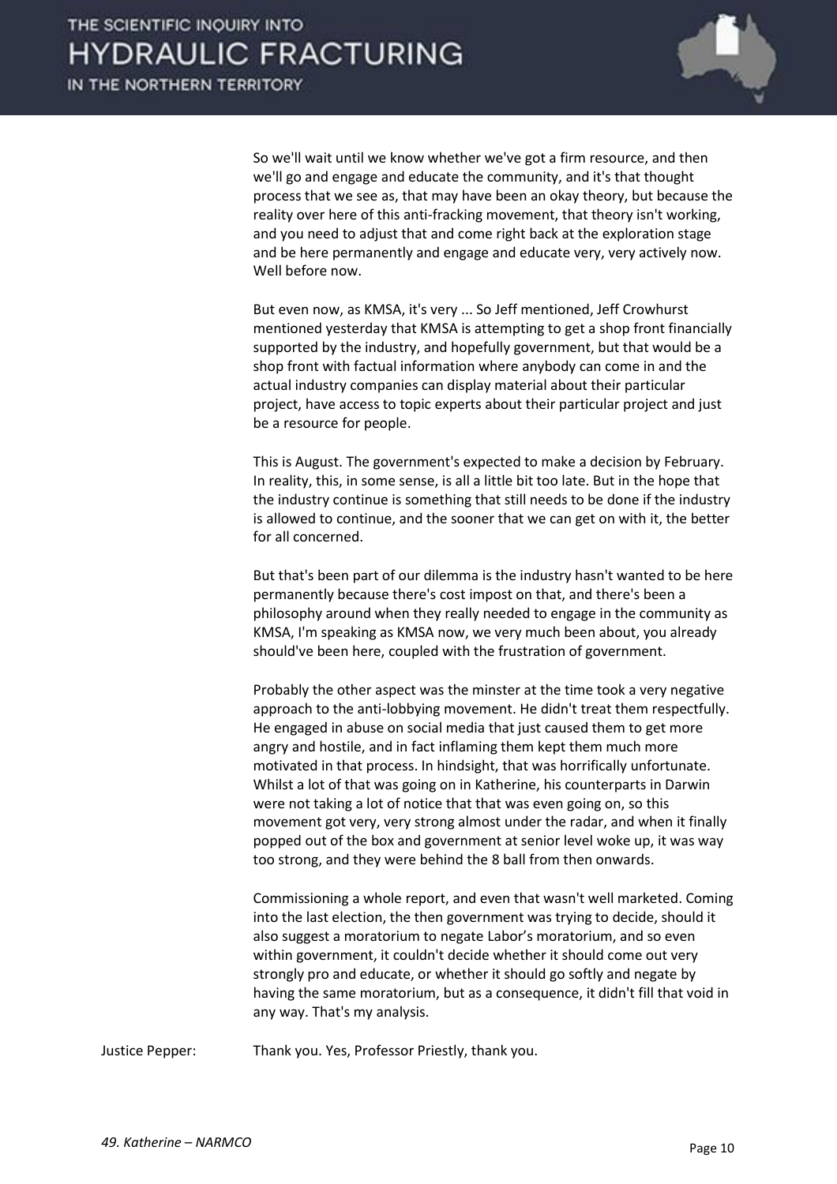So we'll wait until we know whether we've got a firm resource, and then we'll go and engage and educate the community, and it's that thought process that we see as, that may have been an okay theory, but because the reality over here of this anti-fracking movement, that theory isn't working, and you need to adjust that and come right back at the exploration stage and be here permanently and engage and educate very, very actively now. Well before now.

But even now, as KMSA, it's very ... So Jeff mentioned, Jeff Crowhurst mentioned yesterday that KMSA is attempting to get a shop front financially supported by the industry, and hopefully government, but that would be a shop front with factual information where anybody can come in and the actual industry companies can display material about their particular project, have access to topic experts about their particular project and just be a resource for people.

This is August. The government's expected to make a decision by February. In reality, this, in some sense, is all a little bit too late. But in the hope that the industry continue is something that still needs to be done if the industry is allowed to continue, and the sooner that we can get on with it, the better for all concerned.

But that's been part of our dilemma is the industry hasn't wanted to be here permanently because there's cost impost on that, and there's been a philosophy around when they really needed to engage in the community as KMSA, I'm speaking as KMSA now, we very much been about, you already should've been here, coupled with the frustration of government.

Probably the other aspect was the minster at the time took a very negative approach to the anti-lobbying movement. He didn't treat them respectfully. He engaged in abuse on social media that just caused them to get more angry and hostile, and in fact inflaming them kept them much more motivated in that process. In hindsight, that was horrifically unfortunate. Whilst a lot of that was going on in Katherine, his counterparts in Darwin were not taking a lot of notice that that was even going on, so this movement got very, very strong almost under the radar, and when it finally popped out of the box and government at senior level woke up, it was way too strong, and they were behind the 8 ball from then onwards.

Commissioning a whole report, and even that wasn't well marketed. Coming into the last election, the then government was trying to decide, should it also suggest a moratorium to negate Labor's moratorium, and so even within government, it couldn't decide whether it should come out very strongly pro and educate, or whether it should go softly and negate by having the same moratorium, but as a consequence, it didn't fill that void in any way. That's my analysis.

Justice Pepper: Thank you. Yes, Professor Priestly, thank you.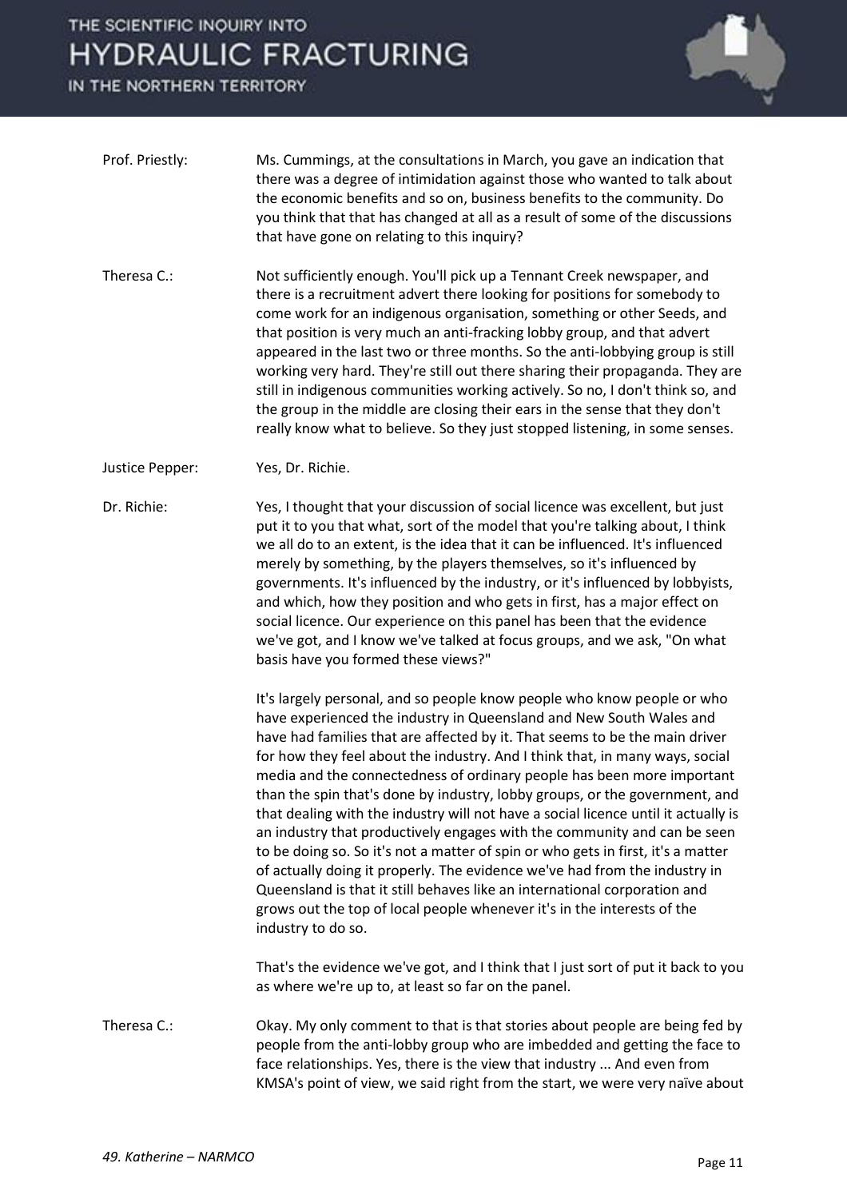Prof. Priestly: Ms. Cummings, at the consultations in March, you gave an indication that there was a degree of intimidation against those who wanted to talk about the economic benefits and so on, business benefits to the community. Do you think that that has changed at all as a result of some of the discussions that have gone on relating to this inquiry?

Theresa C.: Not sufficiently enough. You'll pick up a Tennant Creek newspaper, and there is a recruitment advert there looking for positions for somebody to come work for an indigenous organisation, something or other Seeds, and that position is very much an anti-fracking lobby group, and that advert appeared in the last two or three months. So the anti-lobbying group is still working very hard. They're still out there sharing their propaganda. They are still in indigenous communities working actively. So no, I don't think so, and the group in the middle are closing their ears in the sense that they don't really know what to believe. So they just stopped listening, in some senses.

Justice Pepper: Yes, Dr. Richie.

Dr. Richie: Yes, I thought that your discussion of social licence was excellent, but just put it to you that what, sort of the model that you're talking about, I think we all do to an extent, is the idea that it can be influenced. It's influenced merely by something, by the players themselves, so it's influenced by governments. It's influenced by the industry, or it's influenced by lobbyists, and which, how they position and who gets in first, has a major effect on social licence. Our experience on this panel has been that the evidence we've got, and I know we've talked at focus groups, and we ask, "On what basis have you formed these views?"

It's largely personal, and so people know people who know people or who have experienced the industry in Queensland and New South Wales and have had families that are affected by it. That seems to be the main driver for how they feel about the industry. And I think that, in many ways, social media and the connectedness of ordinary people has been more important than the spin that's done by industry, lobby groups, or the government, and that dealing with the industry will not have a social licence until it actually is an industry that productively engages with the community and can be seen to be doing so. So it's not a matter of spin or who gets in first, it's a matter of actually doing it properly. The evidence we've had from the industry in Queensland is that it still behaves like an international corporation and grows out the top of local people whenever it's in the interests of the industry to do so.

That's the evidence we've got, and I think that I just sort of put it back to you as where we're up to, at least so far on the panel.

Theresa C.: Okay. My only comment to that is that stories about people are being fed by people from the anti-lobby group who are imbedded and getting the face to face relationships. Yes, there is the view that industry ... And even from KMSA's point of view, we said right from the start, we were very naïve about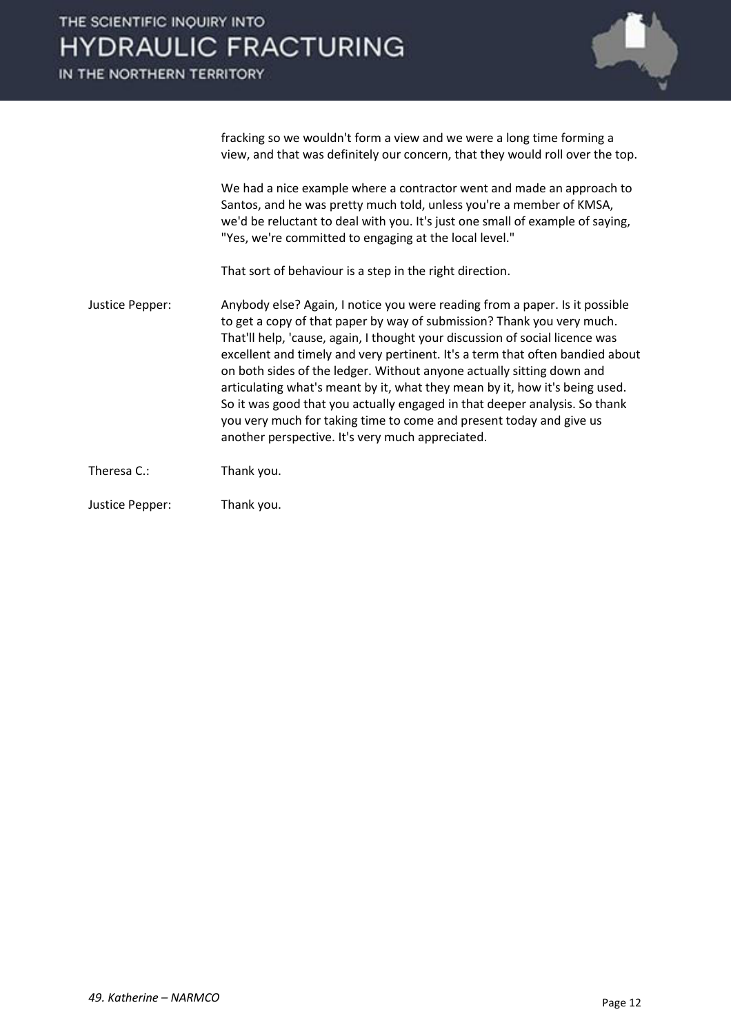fracking so we wouldn't form a view and we were a long time forming a view, and that was definitely our concern, that they would roll over the top.

We had a nice example where a contractor went and made an approach to Santos, and he was pretty much told, unless you're a member of KMSA, we'd be reluctant to deal with you. It's just one small of example of saying, "Yes, we're committed to engaging at the local level."

That sort of behaviour is a step in the right direction.

Justice Pepper: Anybody else? Again, I notice you were reading from a paper. Is it possible to get a copy of that paper by way of submission? Thank you very much. That'll help, 'cause, again, I thought your discussion of social licence was excellent and timely and very pertinent. It's a term that often bandied about on both sides of the ledger. Without anyone actually sitting down and articulating what's meant by it, what they mean by it, how it's being used. So it was good that you actually engaged in that deeper analysis. So thank you very much for taking time to come and present today and give us another perspective. It's very much appreciated.

Theresa C.: Thank you.

Justice Pepper: Thank you.